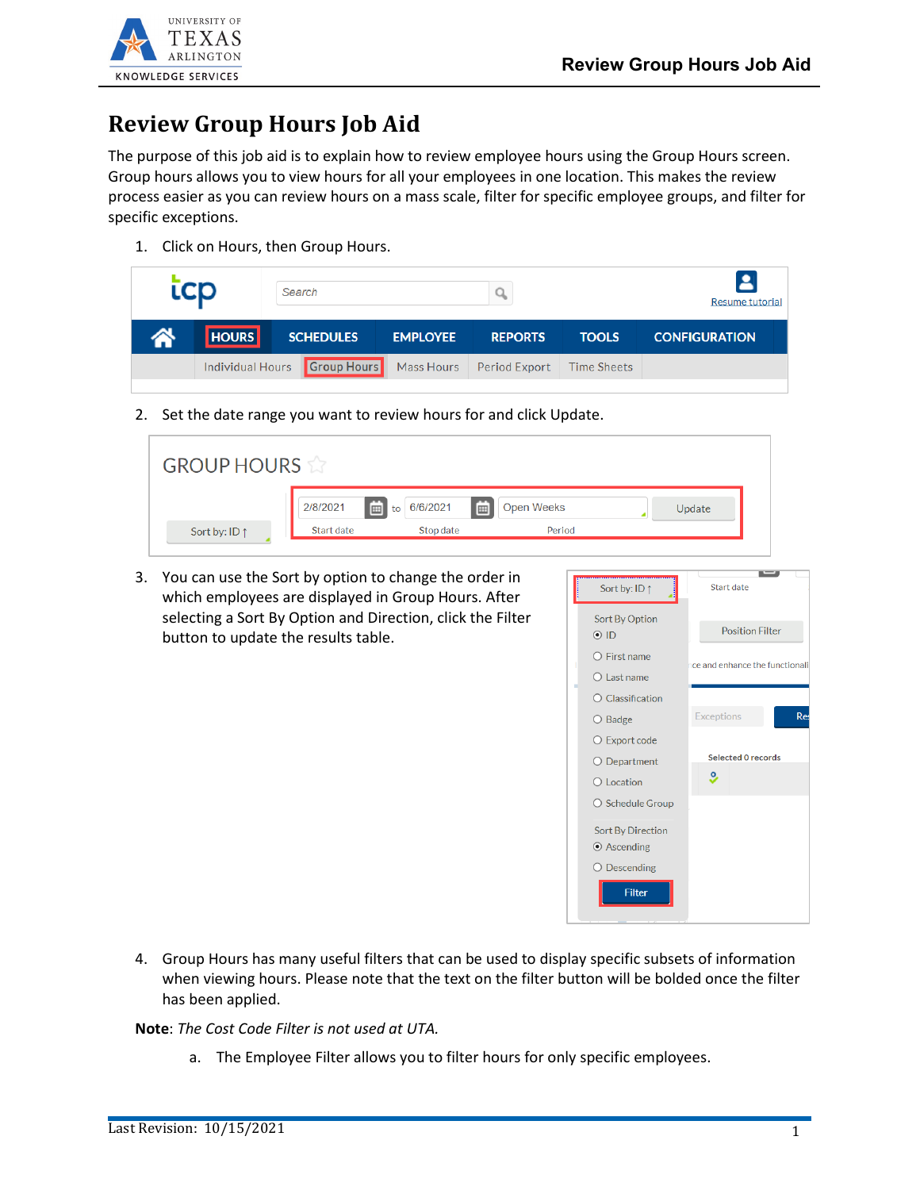# Review Group Hours Job Aid

The purpose of this job aid is to explain how to review employee hours using the Group Hours screen. Group hours allows you to view hours for all your employees in one location. This makes the review process easier as you can review hours on a mass scale, filter for specific employee groups, and filter for specific exceptions.

1. Click on Hours, then Group Hours.

2. Set the date range you want to review hours for and click Update.

3. You can use the Sort by option to change the order in which employees are displayed in Group Hours. After selecting a Sort By Option and Direction, click the Filter button to update the results table.

4. Group Hours has many useful filters that can be used to display specific subsets of information when viewing hours. Please note that the text on the filter button will be bolded once the filter has been applied.

**Note**: *The Cost Code Filter is not used at UTA.*

   a. The Employee Filter allows you to filter hours for only specific employees.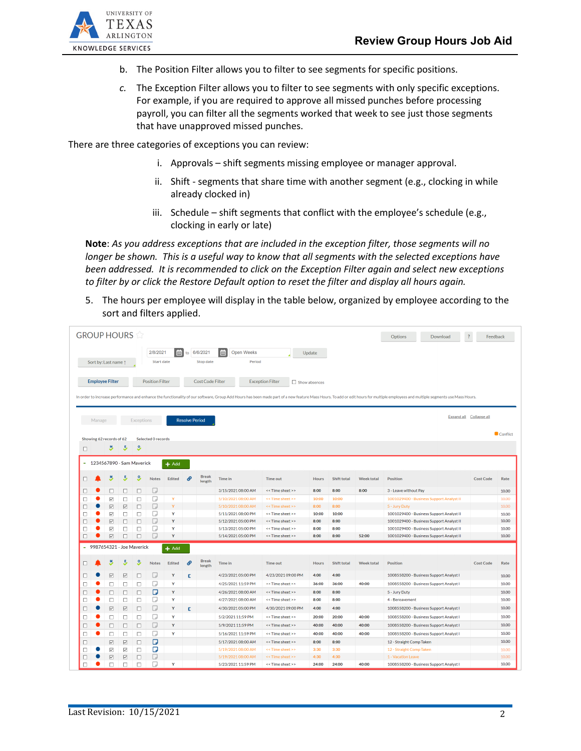b. The Position Filter allows you to filter to see segments for specific positions.

c. The Exception Filter allows you to filter to see segments with only specific exceptions. For example, if you are required to approve all missed punches before processing payroll, you can filter all the segments worked that week to see just those segments that have unapproved missed punches.

There are three categories of exceptions you can review:

i. Approvals – shift segments missing employee or manager approval.

ii. Shift - segments that share time with another segment (e.g., clocking in while already clocked in)

iii. Schedule – shift segments that conflict with the employee's schedule (e.g., clocking in early or late)

**Note**: *As you address exceptions that are included in the exception filter, those segments will no longer be shown. This is a useful way to know that all segments with the selected exceptions have been addressed. It is recommended to click on the Exception Filter again and select new exceptions to filter by or click the Restore Default option to reset the filter and display all hours again.*

5. The hours per employee will display in the table below, organized by employee according to the sort and filters applied.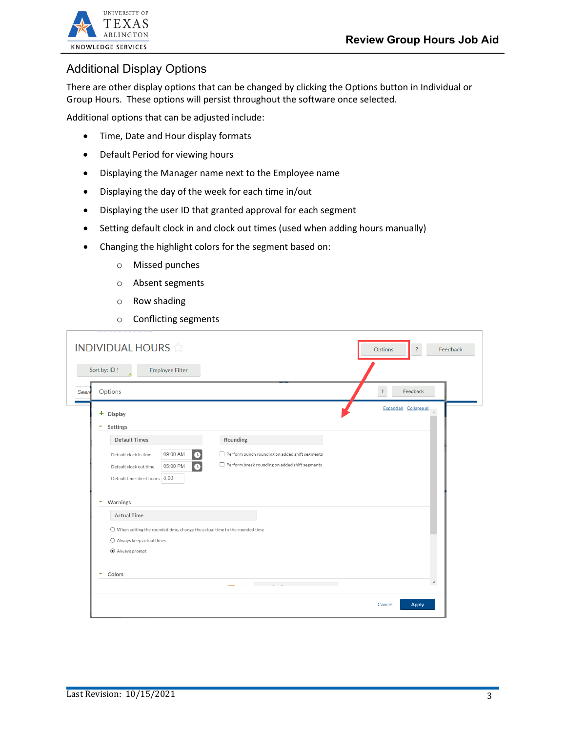## Additional Display Options

There are other display options that can be changed by clicking the Options button in Individual or Group Hours. These options will persist throughout the software once selected.

Additional options that can be adjusted include:

- Time, Date and Hour display formats
- Default Period for viewing hours
- Displaying the Manager name next to the Employee name
- Displaying the day of the week for each time in/out
- Displaying the user ID that granted approval for each segment
- Setting default clock in and clock out times (used when adding hours manually)
- Changing the highlight colors for the segment based on:
  - Missed punches
  - Absent segments
  - Row shading
  - Conflicting segments